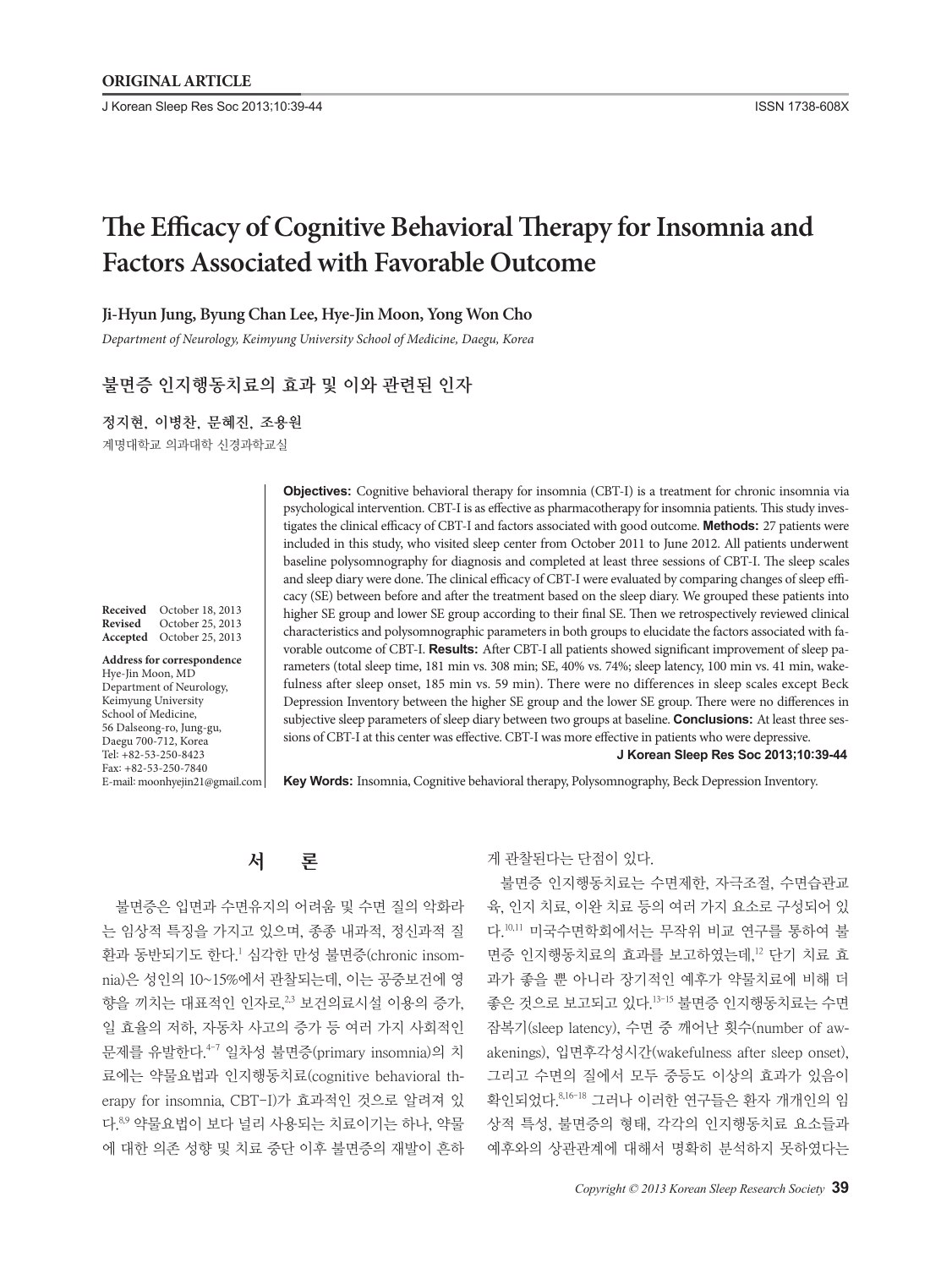ORIGINAL ARTICLE

# The Efficacy of Cognitive Behavioral Therapy for Insomnia and Factors Associated with Favorable Outcome

**Ji-Hyun Jung, Byung Chan Lee, Hye-Jin Moon, Yong Won Cho**

*Department of Neurology, Keimyung University School of Medicine, Daegu, Korea*

## 불면증 인지행동치료의 효과 및 이와 관련된 인자

**정지현, 이병찬, 문혜진, 조용원**

계명대학교 의과대학 신경과학교실

**Received** October 18, 2013
**Revised** October 25, 2013
**Accepted** October 25, 2013

**Address for correspondence**
Hye-Jin Moon, MD
Department of Neurology,
Keimyung University
School of Medicine,
56 Dalseong-ro, Jung-gu,
Daegu 700-712, Korea
Tel: +82-53-250-8423
Fax: +82-53-250-7840
E-mail: moonhyejin21@gmail.com

**Objectives:** Cognitive behavioral therapy for insomnia (CBT-I) is a treatment for chronic insomnia via psychological intervention. CBT-I is as effective as pharmacotherapy for insomnia patients. This study investigates the clinical efficacy of CBT-I and factors associated with good outcome. **Methods:** 27 patients were included in this study, who visited sleep center from October 2011 to June 2012. All patients underwent baseline polysomnography for diagnosis and completed at least three sessions of CBT-I. The sleep scales and sleep diary were done. The clinical efficacy of CBT-I were evaluated by comparing changes of sleep efficacy (SE) between before and after the treatment based on the sleep diary. We grouped these patients into higher SE group and lower SE group according to their final SE. Then we retrospectively reviewed clinical characteristics and polysomnographic parameters in both groups to elucidate the factors associated with favorable outcome of CBT-I. **Results:** After CBT-I all patients showed significant improvement of sleep parameters (total sleep time, 181 min vs. 308 min; SE, 40% vs. 74%; sleep latency, 100 min vs. 41 min, wakefulness after sleep onset, 185 min vs. 59 min). There were no differences in sleep scales except Beck Depression Inventory between the higher SE group and the lower SE group. There were no differences in subjective sleep parameters of sleep diary between two groups at baseline. **Conclusions:** At least three sessions of CBT-I at this center was effective. CBT-I was more effective in patients who were depressive.

**Key Words:** Insomnia, Cognitive behavioral therapy, Polysomnography, Beck Depression Inventory.

## 서 론

불면증은 입면과 수면유지의 어려움 및 수면 질의 악화라는 임상적 특징을 가지고 있으며, 종종 내과적, 정신과적 질환과 동반되기도 한다.[1] 심각한 만성 불면증(chronic insomnia)은 성인의 10~15%에서 관찰되는데, 이는 공중보건에 영향을 끼치는 대표적인 인자로,[2,3] 보건의료시설 이용의 증가, 일 효율의 저하, 자동차 사고의 증가 등 여러 가지 사회적인 문제를 유발한다.[4-7] 일차성 불면증(primary insomnia)의 치료에는 약물요법과 인지행동치료(cognitive behavioral therapy for insomnia, CBT-I)가 효과적인 것으로 알려져 있다.[8,9] 약물요법이 보다 널리 사용되는 치료이기는 하나, 약물에 대한 의존 성향 및 치료 중단 이후 불면증의 재발이 흔하게 관찰된다는 단점이 있다.

불면증 인지행동치료는 수면제한, 자극조절, 수면습관교육, 인지 치료, 이완 치료 등의 여러 가지 요소로 구성되어 있다.[10,11] 미국수면학회에서는 무작위 비교 연구를 통하여 불면증 인지행동치료의 효과를 보고하였는데,[12] 단기 치료 효과가 좋을 뿐 아니라 장기적인 예후가 약물치료에 비해 더 좋은 것으로 보고되고 있다.[13-15] 불면증 인지행동치료는 수면잠복기(sleep latency), 수면 중 깨어난 횟수(number of awakenings), 입면후각성시간(wakefulness after sleep onset), 그리고 수면의 질에서 모두 중등도 이상의 효과가 있음이 확인되었다.[8,16-18] 그러나 이러한 연구들은 환자 개개인의 임상적 특성, 불면증의 형태, 각각의 인지행동치료 요소들과 예후와의 상관관계에 대해서 명확히 분석하지 못하였다는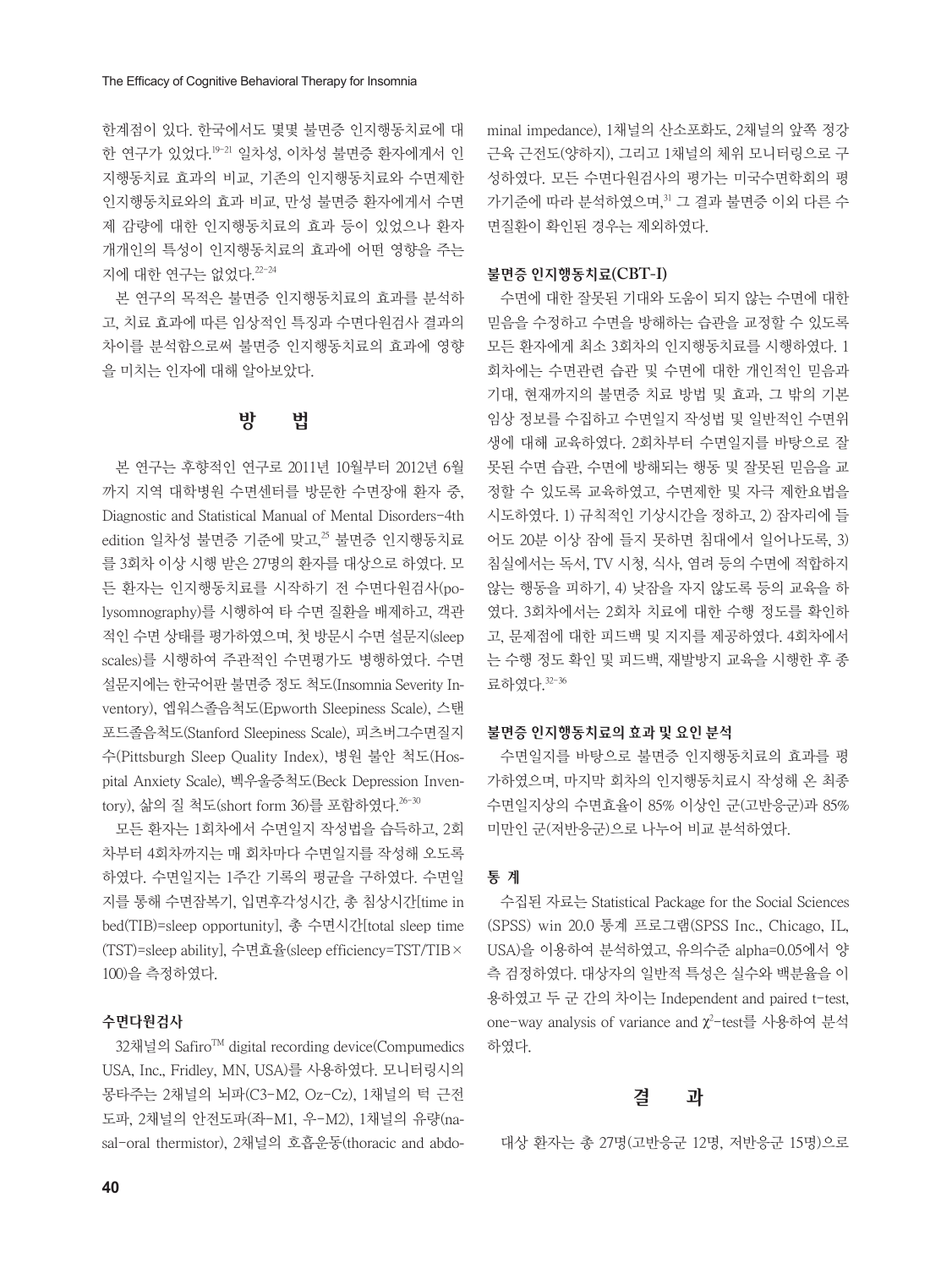한계점이 있다. 한국에서도 몇몇 불면증 인지행동치료에 대한 연구가 있었다.[19-21] 일차성, 이차성 불면증 환자에게서 인지행동치료 효과의 비교, 기존의 인지행동치료와 수면제한 인지행동치료와의 효과 비교, 만성 불면증 환자에게서 수면제 감량에 대한 인지행동치료의 효과 등이 있었으나 환자 개개인의 특성이 인지행동치료의 효과에 어떤 영향을 주는지에 대한 연구는 없었다.[22-24]

본 연구의 목적은 불면증 인지행동치료의 효과를 분석하고, 치료 효과에 따른 임상적인 특징과 수면다원검사 결과의 차이를 분석함으로써 불면증 인지행동치료의 효과에 영향을 미치는 인자에 대해 알아보았다.

## 방　법

본 연구는 후향적인 연구로 2011년 10월부터 2012년 6월까지 지역 대학병원 수면센터를 방문한 수면장애 환자 중, Diagnostic and Statistical Manual of Mental Disorders-4th edition 일차성 불면증 기준에 맞고,[25] 불면증 인지행동치료를 3회차 이상 시행 받은 27명의 환자를 대상으로 하였다. 모든 환자는 인지행동치료를 시작하기 전 수면다원검사(polysomnography)를 시행하여 타 수면 질환을 배제하고, 객관적인 수면 상태를 평가하였으며, 첫 방문시 수면 설문지(sleep scales)를 시행하여 주관적인 수면평가도 병행하였다. 수면 설문지에는 한국어판 불면증 정도 척도(Insomnia Severity Inventory), 엡워스졸음척도(Epworth Sleepiness Scale), 스탠포드졸음척도(Stanford Sleepiness Scale), 피츠버그수면질지수(Pittsburgh Sleep Quality Index), 병원 불안 척도(Hospital Anxiety Scale), 벡우울증척도(Beck Depression Inventory), 삶의 질 척도(short form 36)를 포함하였다.[26-30]

모든 환자는 1회차에서 수면일지 작성법을 습득하고, 2회차부터 4회차까지는 매 회차마다 수면일지를 작성해 오도록 하였다. 수면일지는 1주간 기록의 평균을 구하였다. 수면일지를 통해 수면잠복기, 입면후각성시간, 총 침상시간[time in bed(TIB)=sleep opportunity], 총 수면시간[total sleep time (TST)=sleep ability], 수면효율(sleep efficiency=TST/TIB×100)을 측정하였다.

### 수면다원검사

32채널의 Safiro™ digital recording device(Compumedics USA, Inc., Fridley, MN, USA)를 사용하였다. 모니터링시의 몽타주는 2채널의 뇌파(C3-M2, Oz-Cz), 1채널의 턱 근전도파, 2채널의 안전도파(좌-M1, 우-M2), 1채널의 유량(nasal-oral thermistor), 2채널의 호흡운동(thoracic and abdominal impedance), 1채널의 산소포화도, 2채널의 앞쪽 정강근육 근전도(양하지), 그리고 1채널의 체위 모니터링으로 구성하였다. 모든 수면다원검사의 평가는 미국수면학회의 평가기준에 따라 분석하였으며,[31] 그 결과 불면증 이외 다른 수면질환이 확인된 경우는 제외하였다.

### 불면증 인지행동치료(CBT-I)

수면에 대한 잘못된 기대와 도움이 되지 않는 수면에 대한 믿음을 수정하고 수면을 방해하는 습관을 교정할 수 있도록 모든 환자에게 최소 3회차의 인지행동치료를 시행하였다. 1회차에는 수면관련 습관 및 수면에 대한 개인적인 믿음과 기대, 현재까지의 불면증 치료 방법 및 효과, 그 밖의 기본 임상 정보를 수집하고 수면일지 작성법 및 일반적인 수면위생에 대해 교육하였다. 2회차부터 수면일지를 바탕으로 잘못된 수면 습관, 수면에 방해되는 행동 및 잘못된 믿음을 교정할 수 있도록 교육하였고, 수면제한 및 자극 제한요법을 시도하였다. 1) 규칙적인 기상시간을 정하고, 2) 잠자리에 들어도 20분 이상 잠에 들지 못하면 침대에서 일어나도록, 3) 침실에서는 독서, TV 시청, 식사, 염려 등의 수면에 적합하지 않는 행동을 피하기, 4) 낮잠을 자지 않도록 등의 교육을 하였다. 3회차에서는 2회차 치료에 대한 수행 정도를 확인하고, 문제점에 대한 피드백 및 지지를 제공하였다. 4회차에서는 수행 정도 확인 및 피드백, 재발방지 교육을 시행한 후 종료하였다.[32-36]

### 불면증 인지행동치료의 효과 및 요인 분석

수면일지를 바탕으로 불면증 인지행동치료의 효과를 평가하였으며, 마지막 회차의 인지행동치료시 작성해 온 최종 수면일지상의 수면효율이 85% 이상인 군(고반응군)과 85% 미만인 군(저반응군)으로 나누어 비교 분석하였다.

### 통 계

수집된 자료는 Statistical Package for the Social Sciences (SPSS) win 20.0 통계 프로그램(SPSS Inc., Chicago, IL, USA)을 이용하여 분석하였고, 유의수준 alpha=0.05에서 양측 검정하였다. 대상자의 일반적 특성은 실수와 백분율을 이용하였고 두 군 간의 차이는 Independent and paired t-test, one-way analysis of variance and $\chi^2$-test를 사용하여 분석하였다.

## 결　과

대상 환자는 총 27명(고반응군 12명, 저반응군 15명)으로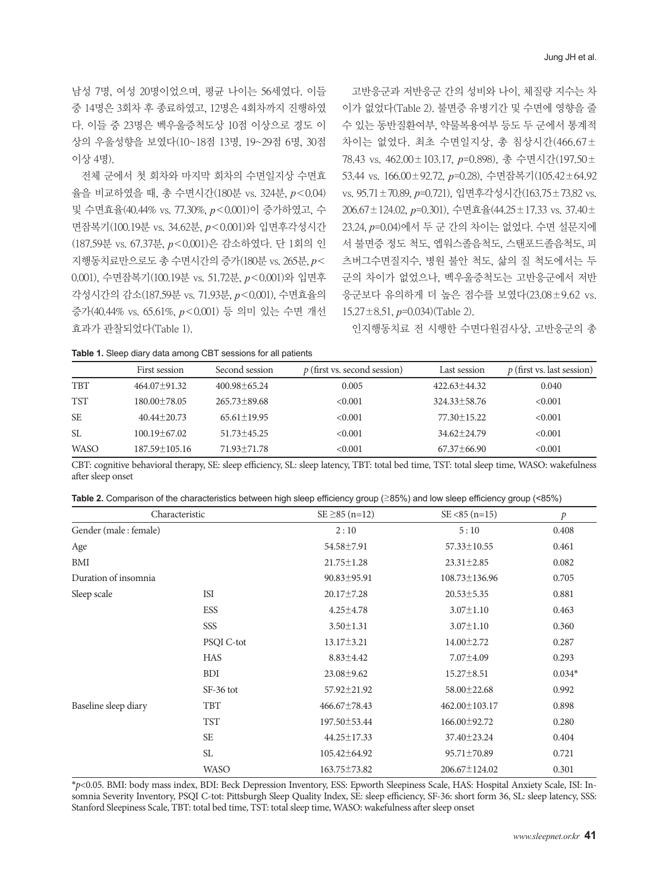남성 7명, 여성 20명이었으며, 평균 나이는 56세였다. 이들 중 14명은 3회차 후 종료하였고, 12명은 4회차까지 진행하였다. 이들 중 23명은 벡우울증척도상 10점 이상으로 경도 이상의 우울성향을 보였다(10~18점 13명, 19~29점 6명, 30점 이상 4명).

전체 군에서 첫 회차와 마지막 회차의 수면일지상 수면효율을 비교하였을 때, 총 수면시간(180분 vs. 324분, $p<0.04$) 및 수면효율(40.44% vs. 77.30%, $p<0.001$)이 증가하였고, 수면잠복기(100.19분 vs. 34.62분, $p<0.001$)와 입면후각성시간(187.59분 vs. 67.37분, $p<0.001$)은 감소하였다. 단 1회의 인지행동치료만으로도 총 수면시간의 증가(180분 vs. 265분, $p<0.001$), 수면잠복기(100.19분 vs. 51.72분, $p<0.001$)와 입면후각성시간의 감소(187.59분 vs. 71.93분, $p<0.001$), 수면효율의 증가(40.44% vs. 65.61%, $p<0.001$) 등 의미 있는 수면 개선 효과가 관찰되었다(Table 1).

고반응군과 저반응군 간의 성비와 나이, 체질량 지수는 차이가 없었다(Table 2). 불면증 유병기간 및 수면에 영향을 줄 수 있는 동반질환여부, 약물복용여부 등도 두 군에서 통계적 차이는 없었다. 최초 수면일지상, 총 침상시간(466.67±78.43 vs. 462.00±103.17, $p=0.898$), 총 수면시간(197.50±53.44 vs. 166.00±92.72, $p=0.28$), 수면잠복기(105.42±64.92 vs. 95.71±70.89, $p=0.721$), 입면후각성시간(163.75±73.82 vs. 206.67±124.02, $p=0.301$), 수면효율(44.25±17.33 vs. 37.40±23.24, $p=0.04$)에서 두 군 간의 차이는 없었다. 수면 설문지에서 불면증 정도 척도, 엡워스졸음척도, 스탠포드졸음척도, 피츠버그수면질지수, 병원 불안 척도, 삶의 질 척도에서는 두 군의 차이가 없었으나, 벡우울증척도는 고반응군에서 저반응군보다 유의하게 더 높은 점수를 보였다(23.08±9.62 vs. 15.27±8.51, $p=0.034$)(Table 2).

인지행동치료 전 시행한 수면다원검사상, 고반응군의 총

**Table 1.** Sleep diary data among CBT sessions for all patients

| | First session | Second session | *p* (first vs. second session) | Last session | *p* (first vs. last session) |
|---|---|---|---|---|---|
| TBT | 464.07±91.32 | 400.98±65.24 | 0.005 | 422.63±44.32 | 0.040 |
| TST | 180.00±78.05 | 265.73±89.68 | <0.001 | 324.33±58.76 | <0.001 |
| SE | 40.44±20.73 | 65.61±19.95 | <0.001 | 77.30±15.22 | <0.001 |
| SL | 100.19±67.02 | 51.73±45.25 | <0.001 | 34.62±24.79 | <0.001 |
| WASO | 187.59±105.16 | 71.93±71.78 | <0.001 | 67.37±66.90 | <0.001 |

CBT: cognitive behavioral therapy, SE: sleep efficiency, SL: sleep latency, TBT: total bed time, TST: total sleep time, WASO: wakefulness after sleep onset

**Table 2.** Comparison of the characteristics between high sleep efficiency group (≥85%) and low sleep efficiency group (<85%)

| Characteristic | | SE ≥85 (n=12) | SE <85 (n=15) | *p* |
|---|---|---|---|---|
| Gender (male : female) | | 2 : 10 | 5 : 10 | 0.408 |
| Age | | 54.58±7.91 | 57.33±10.55 | 0.461 |
| BMI | | 21.75±1.28 | 23.31±2.85 | 0.082 |
| Duration of insomnia | | 90.83±95.91 | 108.73±136.96 | 0.705 |
| Sleep scale | ISI | 20.17±7.28 | 20.53±5.35 | 0.881 |
| | ESS | 4.25±4.78 | 3.07±1.10 | 0.463 |
| | SSS | 3.50±1.31 | 3.07±1.10 | 0.360 |
| | PSQI C-tot | 13.17±3.21 | 14.00±2.72 | 0.287 |
| | HAS | 8.83±4.42 | 7.07±4.09 | 0.293 |
| | BDI | 23.08±9.62 | 15.27±8.51 | 0.034* |
| | SF-36 tot | 57.92±21.92 | 58.00±22.68 | 0.992 |
| Baseline sleep diary | TBT | 466.67±78.43 | 462.00±103.17 | 0.898 |
| | TST | 197.50±53.44 | 166.00±92.72 | 0.280 |
| | SE | 44.25±17.33 | 37.40±23.24 | 0.404 |
| | SL | 105.42±64.92 | 95.71±70.89 | 0.721 |
| | WASO | 163.75±73.82 | 206.67±124.02 | 0.301 |

*$p<0.05$. BMI: body mass index, BDI: Beck Depression Inventory, ESS: Epworth Sleepiness Scale, HAS: Hospital Anxiety Scale, ISI: Insomnia Severity Inventory, PSQI C-tot: Pittsburgh Sleep Quality Index, SE: sleep efficiency, SF-36: short form 36, SL: sleep latency, SSS: Stanford Sleepiness Scale, TBT: total bed time, TST: total sleep time, WASO: wakefulness after sleep onset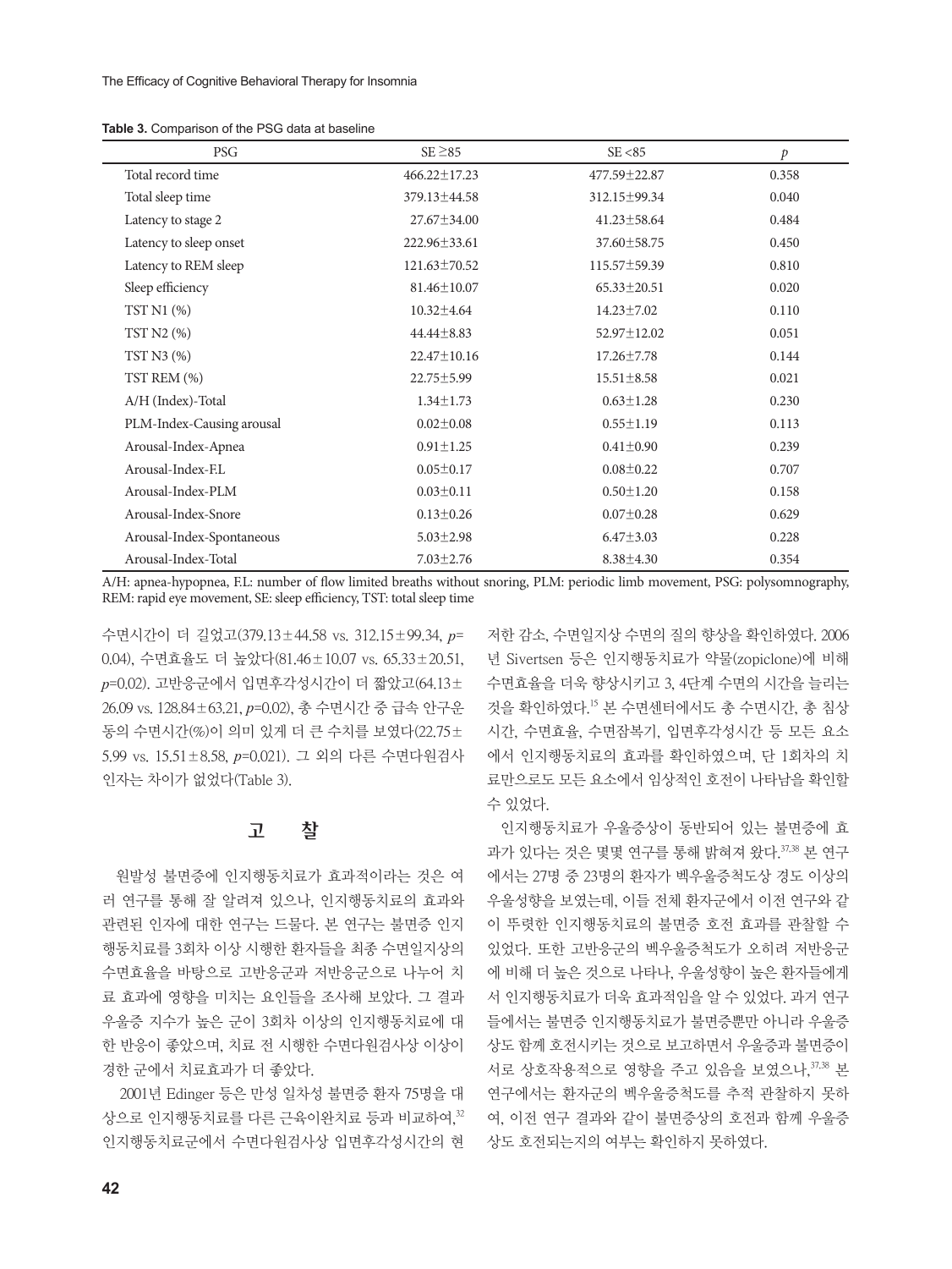**Table 3.** Comparison of the PSG data at baseline

| PSG | SE ≥85 | SE <85 | *p* |
|---|---|---|---|
| Total record time | 466.22±17.23 | 477.59±22.87 | 0.358 |
| Total sleep time | 379.13±44.58 | 312.15±99.34 | 0.040 |
| Latency to stage 2 | 27.67±34.00 | 41.23±58.64 | 0.484 |
| Latency to sleep onset | 222.96±33.61 | 37.60±58.75 | 0.450 |
| Latency to REM sleep | 121.63±70.52 | 115.57±59.39 | 0.810 |
| Sleep efficiency | 81.46±10.07 | 65.33±20.51 | 0.020 |
| TST N1 (%) | 10.32±4.64 | 14.23±7.02 | 0.110 |
| TST N2 (%) | 44.44±8.83 | 52.97±12.02 | 0.051 |
| TST N3 (%) | 22.47±10.16 | 17.26±7.78 | 0.144 |
| TST REM (%) | 22.75±5.99 | 15.51±8.58 | 0.021 |
| A/H (Index)-Total | 1.34±1.73 | 0.63±1.28 | 0.230 |
| PLM-Index-Causing arousal | 0.02±0.08 | 0.55±1.19 | 0.113 |
| Arousal-Index-Apnea | 0.91±1.25 | 0.41±0.90 | 0.239 |
| Arousal-Index-F.L | 0.05±0.17 | 0.08±0.22 | 0.707 |
| Arousal-Index-PLM | 0.03±0.11 | 0.50±1.20 | 0.158 |
| Arousal-Index-Snore | 0.13±0.26 | 0.07±0.28 | 0.629 |
| Arousal-Index-Spontaneous | 5.03±2.98 | 6.47±3.03 | 0.228 |
| Arousal-Index-Total | 7.03±2.76 | 8.38±4.30 | 0.354 |

A/H: apnea-hypopnea, F.L: number of flow limited breaths without snoring, PLM: periodic limb movement, PSG: polysomnography, REM: rapid eye movement, SE: sleep efficiency, TST: total sleep time

수면시간이 더 길었고(379.13±44.58 vs. 312.15±99.34, *p*=0.04), 수면효율도 더 높았다(81.46±10.07 vs. 65.33±20.51, *p*=0.02). 고반응군에서 입면후각성시간이 더 짧았고(64.13±26.09 vs. 128.84±63.21, *p*=0.02), 총 수면시간 중 급속 안구운동의 수면시간(%)이 의미 있게 더 큰 수치를 보였다(22.75±5.99 vs. 15.51±8.58, *p*=0.021). 그 외의 다른 수면다원검사 인자는 차이가 없었다(Table 3).

## 고 찰

원발성 불면증에 인지행동치료가 효과적이라는 것은 여러 연구를 통해 잘 알려져 있으나, 인지행동치료의 효과와 관련된 인자에 대한 연구는 드물다. 본 연구는 불면증 인지행동치료를 3회차 이상 시행한 환자들을 최종 수면일지상의 수면효율을 바탕으로 고반응군과 저반응군으로 나누어 치료 효과에 영향을 미치는 요인들을 조사해 보았다. 그 결과 우울증 지수가 높은 군이 3회차 이상의 인지행동치료에 대한 반응이 좋았으며, 치료 전 시행한 수면다원검사상 이상이 경한 군에서 치료효과가 더 좋았다.

2001년 Edinger 등은 만성 일차성 불면증 환자 75명을 대상으로 인지행동치료를 다른 근육이완치료 등과 비교하여,[32] 인지행동치료군에서 수면다원검사상 입면후각성시간의 현저한 감소, 수면일지상 수면의 질의 향상을 확인하였다. 2006년 Sivertsen 등은 인지행동치료가 약물(zopiclone)에 비해 수면효율을 더욱 향상시키고 3, 4단계 수면의 시간을 늘리는 것을 확인하였다.[15] 본 수면센터에서도 총 수면시간, 총 침상시간, 수면효율, 수면잠복기, 입면후각성시간 등 모든 요소에서 인지행동치료의 효과를 확인하였으며, 단 1회차의 치료만으로도 모든 요소에서 임상적인 호전이 나타남을 확인할 수 있었다.

인지행동치료가 우울증상이 동반되어 있는 불면증에 효과가 있다는 것은 몇몇 연구를 통해 밝혀져 왔다.[37,38] 본 연구에서는 27명 중 23명의 환자가 벡우울증척도상 경도 이상의 우울성향을 보였는데, 이들 전체 환자군에서 이전 연구와 같이 뚜렷한 인지행동치료의 불면증 호전 효과를 관찰할 수 있었다. 또한 고반응군의 벡우울증척도가 오히려 저반응군에 비해 더 높은 것으로 나타나, 우울성향이 높은 환자들에게서 인지행동치료가 더욱 효과적임을 알 수 있었다. 과거 연구들에서는 불면증 인지행동치료가 불면증뿐만 아니라 우울증상도 함께 호전시키는 것으로 보고하면서 우울증과 불면증이 서로 상호작용적으로 영향을 주고 있음을 보였으나,[37,38] 본 연구에서는 환자군의 벡우울증척도를 추적 관찰하지 못하여, 이전 연구 결과와 같이 불면증상의 호전과 함께 우울증상도 호전되는지의 여부는 확인하지 못하였다.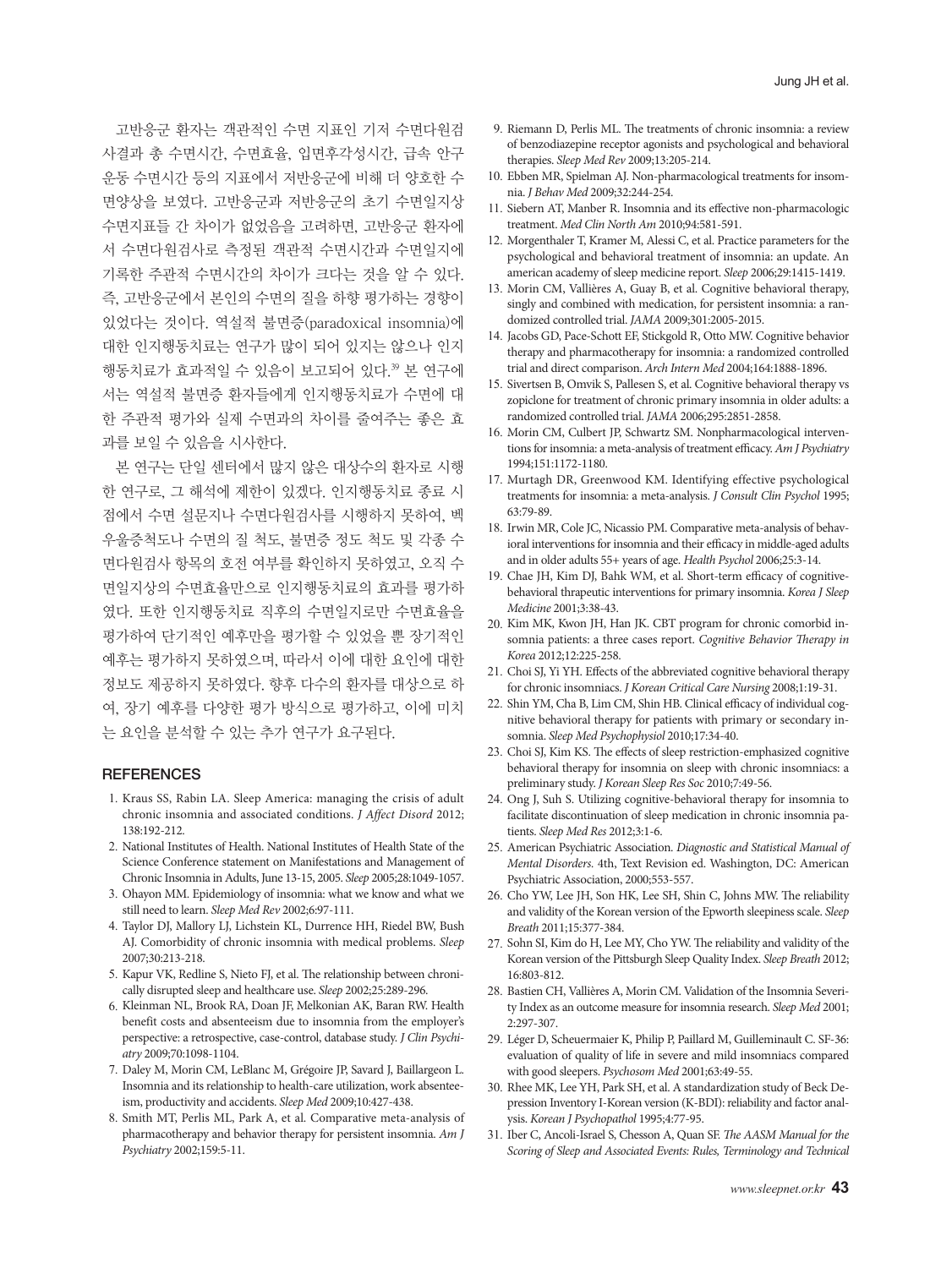고반응군 환자는 객관적인 수면 지표인 기저 수면다원검사결과 총 수면시간, 수면효율, 입면후각성시간, 급속 안구 운동 수면시간 등의 지표에서 저반응군에 비해 더 양호한 수면양상을 보였다. 고반응군과 저반응군의 초기 수면일지상 수면지표들 간 차이가 없었음을 고려하면, 고반응군 환자에서 수면다원검사로 측정된 객관적 수면시간과 수면일지에 기록한 주관적 수면시간의 차이가 크다는 것을 알 수 있다. 즉, 고반응군에서 본인의 수면의 질을 하향 평가하는 경향이 있었다는 것이다. 역설적 불면증(paradoxical insomnia)에 대한 인지행동치료는 연구가 많이 되어 있지는 않으나 인지행동치료가 효과적일 수 있음이 보고되어 있다.[39] 본 연구에서는 역설적 불면증 환자들에게 인지행동치료가 수면에 대한 주관적 평가와 실제 수면과의 차이를 줄여주는 좋은 효과를 보일 수 있음을 시사한다.

본 연구는 단일 센터에서 많지 않은 대상수의 환자로 시행한 연구로, 그 해석에 제한이 있겠다. 인지행동치료 종료 시점에서 수면 설문지나 수면다원검사를 시행하지 못하여, 벡우울증척도나 수면의 질 척도, 불면증 정도 척도 및 각종 수면다원검사 항목의 호전 여부를 확인하지 못하였고, 오직 수면일지상의 수면효율만으로 인지행동치료의 효과를 평가하였다. 또한 인지행동치료 직후의 수면일지로만 수면효율을 평가하여 단기적인 예후만을 평가할 수 있었을 뿐 장기적인 예후는 평가하지 못하였으며, 따라서 이에 대한 요인에 대한 정보도 제공하지 못하였다. 향후 다수의 환자를 대상으로 하여, 장기 예후를 다양한 평가 방식으로 평가하고, 이에 미치는 요인을 분석할 수 있는 추가 연구가 요구된다.

## REFERENCES

1. Kraus SS, Rabin LA. Sleep America: managing the crisis of adult chronic insomnia and associated conditions. *J Affect Disord* 2012;138:192-212.
2. National Institutes of Health. National Institutes of Health State of the Science Conference statement on Manifestations and Management of Chronic Insomnia in Adults, June 13-15, 2005. *Sleep* 2005;28:1049-1057.
3. Ohayon MM. Epidemiology of insomnia: what we know and what we still need to learn. *Sleep Med Rev* 2002;6:97-111.
4. Taylor DJ, Mallory LJ, Lichstein KL, Durrence HH, Riedel BW, Bush AJ. Comorbidity of chronic insomnia with medical problems. *Sleep* 2007;30:213-218.
5. Kapur VK, Redline S, Nieto FJ, et al. The relationship between chronically disrupted sleep and healthcare use. *Sleep* 2002;25:289-296.
6. Kleinman NL, Brook RA, Doan JF, Melkonian AK, Baran RW. Health benefit costs and absenteeism due to insomnia from the employer's perspective: a retrospective, case-control, database study. *J Clin Psychiatry* 2009;70:1098-1104.
7. Daley M, Morin CM, LeBlanc M, Grégoire JP, Savard J, Baillargeon L. Insomnia and its relationship to health-care utilization, work absenteeism, productivity and accidents. *Sleep Med* 2009;10:427-438.
8. Smith MT, Perlis ML, Park A, et al. Comparative meta-analysis of pharmacotherapy and behavior therapy for persistent insomnia. *Am J Psychiatry* 2002;159:5-11.
9. Riemann D, Perlis ML. The treatments of chronic insomnia: a review of benzodiazepine receptor agonists and psychological and behavioral therapies. *Sleep Med Rev* 2009;13:205-214.
10. Ebben MR, Spielman AJ. Non-pharmacological treatments for insomnia. *J Behav Med* 2009;32:244-254.
11. Siebern AT, Manber R. Insomnia and its effective non-pharmacologic treatment. *Med Clin North Am* 2010;94:581-591.
12. Morgenthaler T, Kramer M, Alessi C, et al. Practice parameters for the psychological and behavioral treatment of insomnia: an update. An american academy of sleep medicine report. *Sleep* 2006;29:1415-1419.
13. Morin CM, Vallières A, Guay B, et al. Cognitive behavioral therapy, singly and combined with medication, for persistent insomnia: a randomized controlled trial. *JAMA* 2009;301:2005-2015.
14. Jacobs GD, Pace-Schott EF, Stickgold R, Otto MW. Cognitive behavior therapy and pharmacotherapy for insomnia: a randomized controlled trial and direct comparison. *Arch Intern Med* 2004;164:1888-1896.
15. Sivertsen B, Omvik S, Pallesen S, et al. Cognitive behavioral therapy vs zopiclone for treatment of chronic primary insomnia in older adults: a randomized controlled trial. *JAMA* 2006;295:2851-2858.
16. Morin CM, Culbert JP, Schwartz SM. Nonpharmacological interventions for insomnia: a meta-analysis of treatment efficacy. *Am J Psychiatry* 1994;151:1172-1180.
17. Murtagh DR, Greenwood KM. Identifying effective psychological treatments for insomnia: a meta-analysis. *J Consult Clin Psychol* 1995;63:79-89.
18. Irwin MR, Cole JC, Nicassio PM. Comparative meta-analysis of behavioral interventions for insomnia and their efficacy in middle-aged adults and in older adults 55+ years of age. *Health Psychol* 2006;25:3-14.
19. Chae JH, Kim DJ, Bahk WM, et al. Short-term efficacy of cognitive-behavioral thrapeutic interventions for primary insomnia. *Korea J Sleep Medicine* 2001;3:38-43.
20. Kim MK, Kwon JH, Han JK. CBT program for chronic comorbid insomnia patients: a three cases report. *Cognitive Behavior Therapy in Korea* 2012;12:225-258.
21. Choi SJ, Yi YH. Effects of the abbreviated cognitive behavioral therapy for chronic insomniacs. *J Korean Critical Care Nursing* 2008;1:19-31.
22. Shin YM, Cha B, Lim CM, Shin HB. Clinical efficacy of individual cognitive behavioral therapy for patients with primary or secondary insomnia. *Sleep Med Psychophysiol* 2010;17:34-40.
23. Choi SJ, Kim KS. The effects of sleep restriction-emphasized cognitive behavioral therapy for insomnia on sleep with chronic insomniacs: a preliminary study. *J Korean Sleep Res Soc* 2010;7:49-56.
24. Ong J, Suh S. Utilizing cognitive-behavioral therapy for insomnia to facilitate discontinuation of sleep medication in chronic insomnia patients. *Sleep Med Res* 2012;3:1-6.
25. American Psychiatric Association. *Diagnostic and Statistical Manual of Mental Disorders*. 4th, Text Revision ed. Washington, DC: American Psychiatric Association, 2000;553-557.
26. Cho YW, Lee JH, Son HK, Lee SH, Shin C, Johns MW. The reliability and validity of the Korean version of the Epworth sleepiness scale. *Sleep Breath* 2011;15:377-384.
27. Sohn SI, Kim do H, Lee MY, Cho YW. The reliability and validity of the Korean version of the Pittsburgh Sleep Quality Index. *Sleep Breath* 2012;16:803-812.
28. Bastien CH, Vallières A, Morin CM. Validation of the Insomnia Severity Index as an outcome measure for insomnia research. *Sleep Med* 2001;2:297-307.
29. Léger D, Scheuermaier K, Philip P, Paillard M, Guilleminault C. SF-36: evaluation of quality of life in severe and mild insomniacs compared with good sleepers. *Psychosom Med* 2001;63:49-55.
30. Rhee MK, Lee YH, Park SH, et al. A standardization study of Beck Depression Inventory I-Korean version (K-BDI): reliability and factor analysis. *Korean J Psychopathol* 1995;4:77-95.
31. Iber C, Ancoli-Israel S, Chesson A, Quan SF. *The AASM Manual for the Scoring of Sleep and Associated Events: Rules, Terminology and Technical*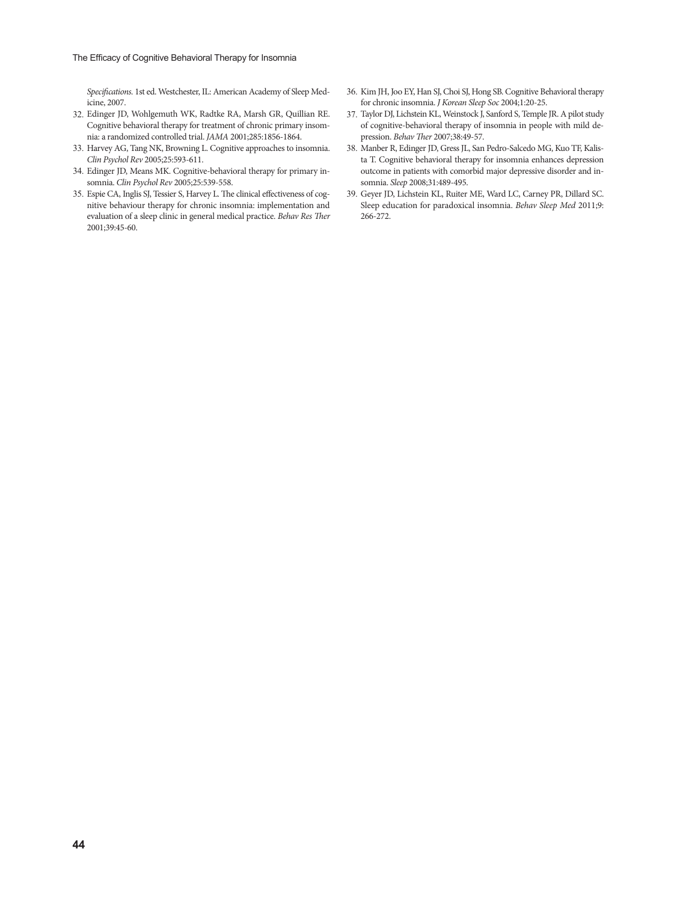*Specifications.* 1st ed. Westchester, IL: American Academy of Sleep Medicine, 2007.

32. Edinger JD, Wohlgemuth WK, Radtke RA, Marsh GR, Quillian RE. Cognitive behavioral therapy for treatment of chronic primary insomnia: a randomized controlled trial. *JAMA* 2001;285:1856-1864.
33. Harvey AG, Tang NK, Browning L. Cognitive approaches to insomnia. *Clin Psychol Rev* 2005;25:593-611.
34. Edinger JD, Means MK. Cognitive-behavioral therapy for primary insomnia. *Clin Psychol Rev* 2005;25:539-558.
35. Espie CA, Inglis SJ, Tessier S, Harvey L. The clinical effectiveness of cognitive behaviour therapy for chronic insomnia: implementation and evaluation of a sleep clinic in general medical practice. *Behav Res Ther* 2001;39:45-60.
36. Kim JH, Joo EY, Han SJ, Choi SJ, Hong SB. Cognitive Behavioral therapy for chronic insomnia. *J Korean Sleep Soc* 2004;1:20-25.
37. Taylor DJ, Lichstein KL, Weinstock J, Sanford S, Temple JR. A pilot study of cognitive-behavioral therapy of insomnia in people with mild depression. *Behav Ther* 2007;38:49-57.
38. Manber R, Edinger JD, Gress JL, San Pedro-Salcedo MG, Kuo TF, Kalista T. Cognitive behavioral therapy for insomnia enhances depression outcome in patients with comorbid major depressive disorder and insomnia. *Sleep* 2008;31:489-495.
39. Geyer JD, Lichstein KL, Ruiter ME, Ward LC, Carney PR, Dillard SC. Sleep education for paradoxical insomnia. *Behav Sleep Med* 2011;9:266-272.